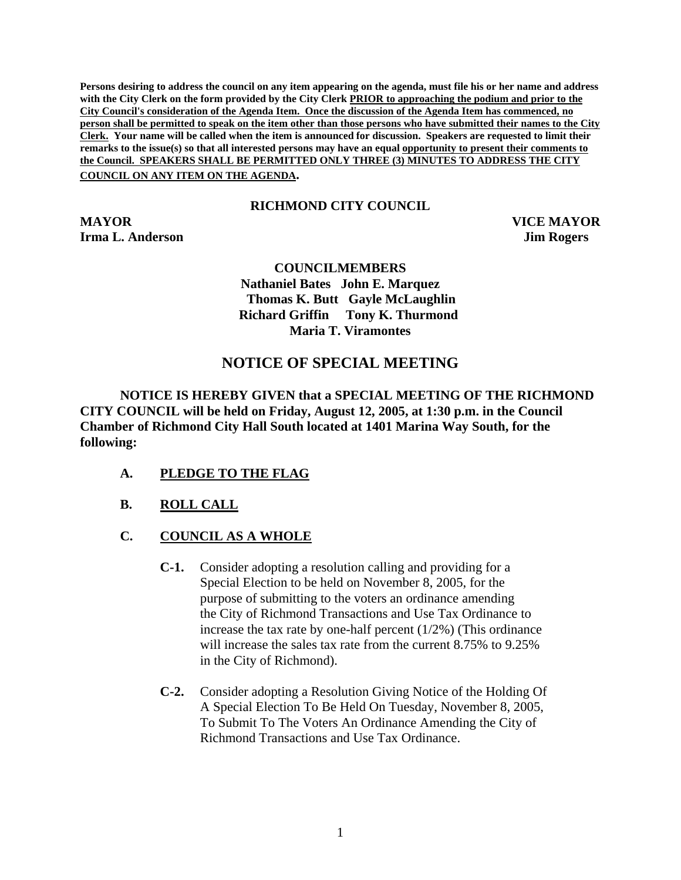**Persons desiring to address the council on any item appearing on the agenda, must file his or her name and address with the City Clerk on the form provided by the City Clerk <u>PRIOR to approaching the podium and prior to the City Council's consideration of the Agenda Item. Once the discussion of the Agenda Item has commenced, no person shall be permitted to speak on the item other than those persons who have submitted their names to the City Clerk.</u> Your name will be called when the item is announced for discussion. Speakers are requested to limit their remarks to the issue(s) so that all interested persons may have an equal <u>opportunity to present their comments to the Council. SPEAKERS SHALL BE PERMITTED ONLY THREE (3) MINUTES TO ADDRESS THE CITY COUNCIL ON ANY ITEM ON THE AGENDA</u>.**

**RICHMOND CITY COUNCIL**

**MAYOR**
**Irma L. Anderson**

**VICE MAYOR**
**Jim Rogers**

**COUNCILMEMBERS**

**Nathaniel Bates John E. Marquez**
**Thomas K. Butt Gayle McLaughlin**
**Richard Griffin Tony K. Thurmond**
**Maria T. Viramontes**

## NOTICE OF SPECIAL MEETING

**NOTICE IS HEREBY GIVEN that a SPECIAL MEETING OF THE RICHMOND CITY COUNCIL will be held on Friday, August 12, 2005, at 1:30 p.m. in the Council Chamber of Richmond City Hall South located at 1401 Marina Way South, for the following:**

**A. <u>PLEDGE TO THE FLAG</u>**

**B. <u>ROLL CALL</u>**

**C. <u>COUNCIL AS A WHOLE</u>**

**C-1.** Consider adopting a resolution calling and providing for a Special Election to be held on November 8, 2005, for the purpose of submitting to the voters an ordinance amending the City of Richmond Transactions and Use Tax Ordinance to increase the tax rate by one-half percent (1/2%) (This ordinance will increase the sales tax rate from the current 8.75% to 9.25% in the City of Richmond).

**C-2.** Consider adopting a Resolution Giving Notice of the Holding Of A Special Election To Be Held On Tuesday, November 8, 2005, To Submit To The Voters An Ordinance Amending the City of Richmond Transactions and Use Tax Ordinance.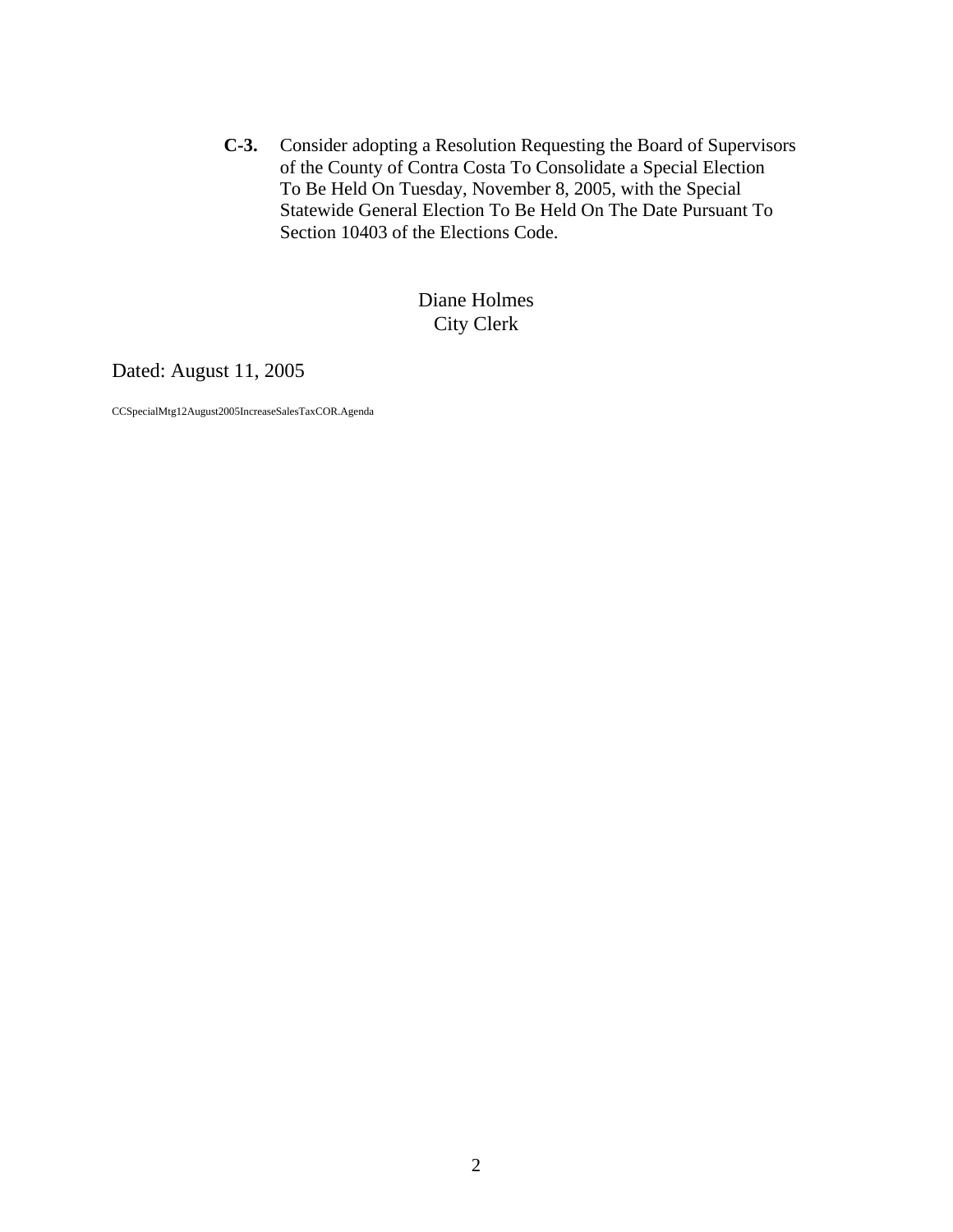**C-3.** Consider adopting a Resolution Requesting the Board of Supervisors of the County of Contra Costa To Consolidate a Special Election To Be Held On Tuesday, November 8, 2005, with the Special Statewide General Election To Be Held On The Date Pursuant To Section 10403 of the Elections Code.

Diane Holmes
City Clerk

Dated: August 11, 2005

CCSpecialMtg12August2005IncreaseSalesTaxCOR.Agenda